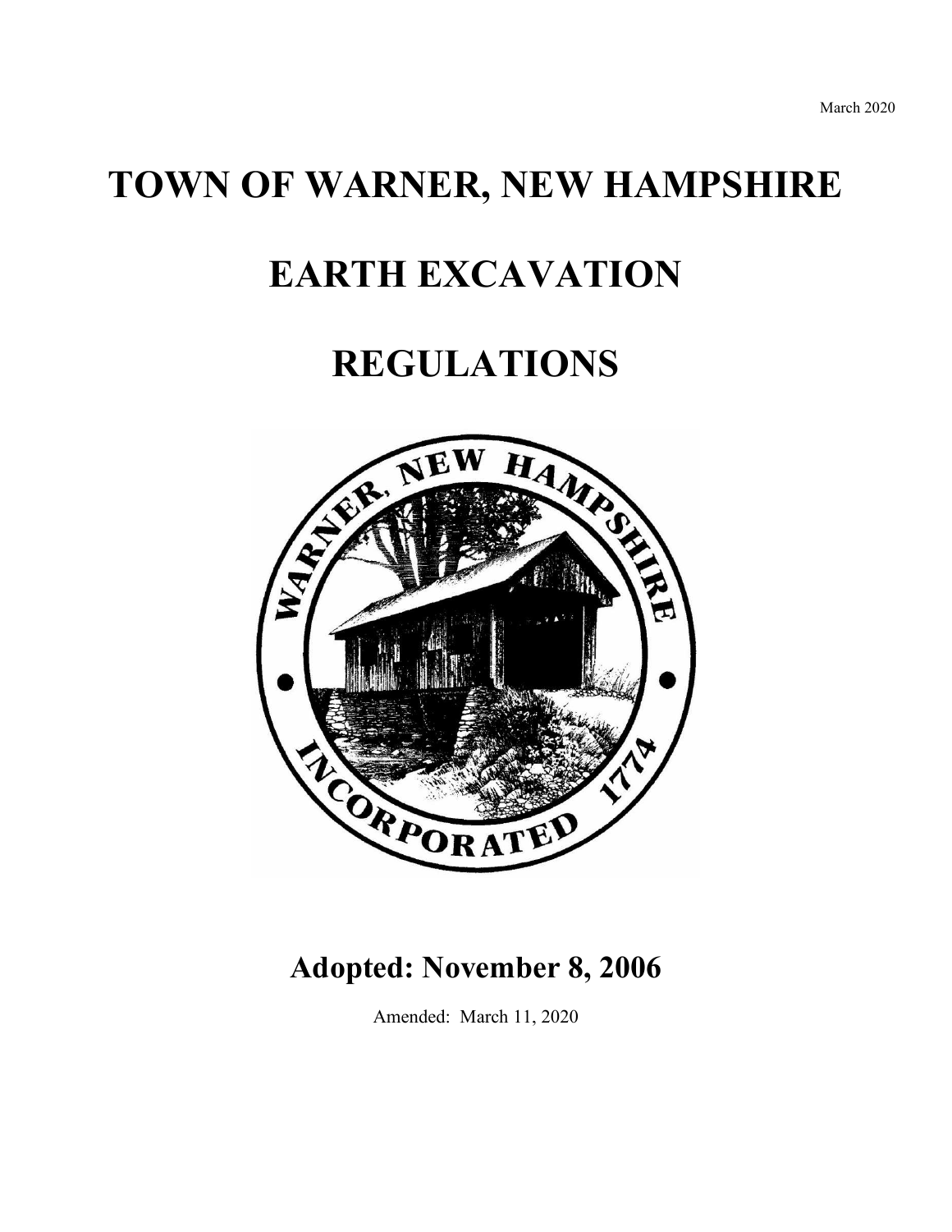March 2020

# TOWN OF WARNER, NEW HAMPSHIRE

# EARTH EXCAVATION

# REGULATIONS

## Adopted: November 8, 2006

Amended: March 11, 2020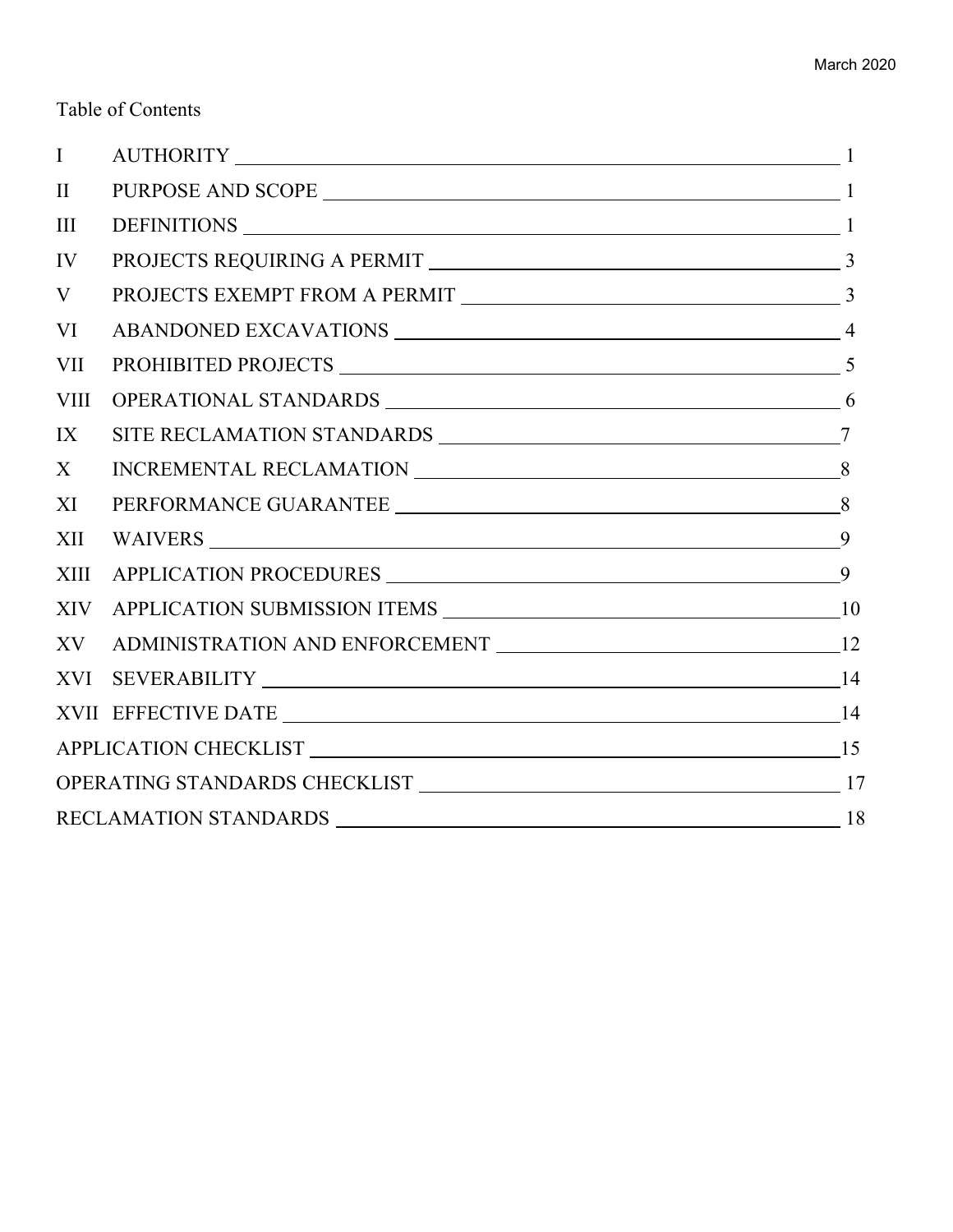Table of Contents

| | | |
|---|---|---|
| I | AUTHORITY | 1 |
| II | PURPOSE AND SCOPE | 1 |
| III | DEFINITIONS | 1 |
| IV | PROJECTS REQUIRING A PERMIT | 3 |
| V | PROJECTS EXEMPT FROM A PERMIT | 3 |
| VI | ABANDONED EXCAVATIONS | 4 |
| VII | PROHIBITED PROJECTS | 5 |
| VIII | OPERATIONAL STANDARDS | 6 |
| IX | SITE RECLAMATION STANDARDS | 7 |
| X | INCREMENTAL RECLAMATION | 8 |
| XI | PERFORMANCE GUARANTEE | 8 |
| XII | WAIVERS | 9 |
| XIII | APPLICATION PROCEDURES | 9 |
| XIV | APPLICATION SUBMISSION ITEMS | 10 |
| XV | ADMINISTRATION AND ENFORCEMENT | 12 |
| XVI | SEVERABILITY | 14 |
| XVII | EFFECTIVE DATE | 14 |
| | APPLICATION CHECKLIST | 15 |
| | OPERATING STANDARDS CHECKLIST | 17 |
| | RECLAMATION STANDARDS | 18 |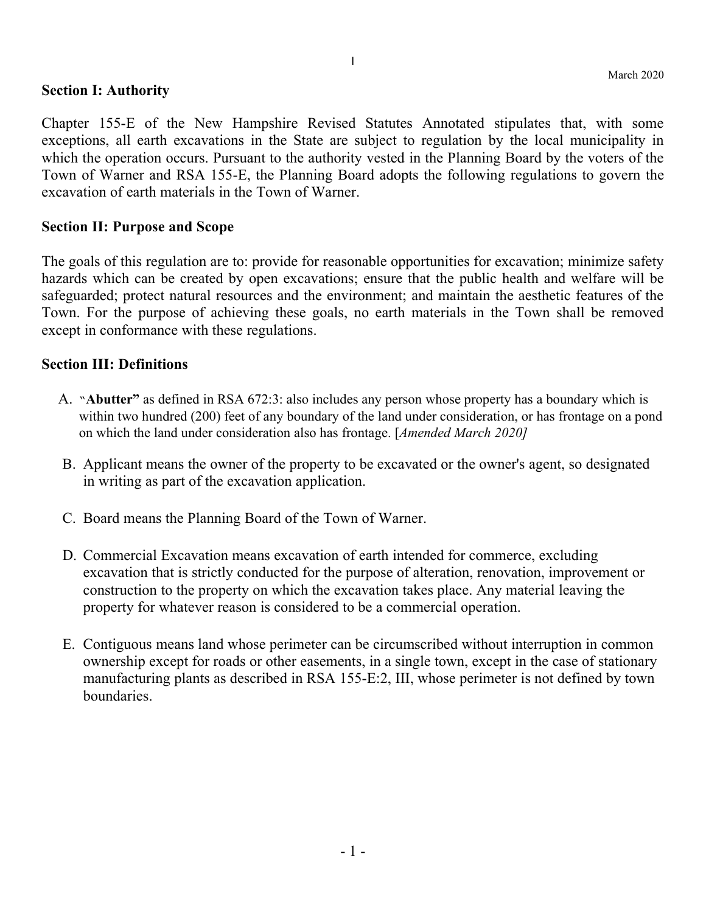## Section I: Authority

Chapter 155-E of the New Hampshire Revised Statutes Annotated stipulates that, with some exceptions, all earth excavations in the State are subject to regulation by the local municipality in which the operation occurs. Pursuant to the authority vested in the Planning Board by the voters of the Town of Warner and RSA 155-E, the Planning Board adopts the following regulations to govern the excavation of earth materials in the Town of Warner.

## Section II: Purpose and Scope

The goals of this regulation are to: provide for reasonable opportunities for excavation; minimize safety hazards which can be created by open excavations; ensure that the public health and welfare will be safeguarded; protect natural resources and the environment; and maintain the aesthetic features of the Town. For the purpose of achieving these goals, no earth materials in the Town shall be removed except in conformance with these regulations.

## Section III: Definitions

A. "**Abutter"** as defined in RSA 672:3: also includes any person whose property has a boundary which is within two hundred (200) feet of any boundary of the land under consideration, or has frontage on a pond on which the land under consideration also has frontage. [*Amended March 2020]*

B. Applicant means the owner of the property to be excavated or the owner's agent, so designated in writing as part of the excavation application.

C. Board means the Planning Board of the Town of Warner.

D. Commercial Excavation means excavation of earth intended for commerce, excluding excavation that is strictly conducted for the purpose of alteration, renovation, improvement or construction to the property on which the excavation takes place. Any material leaving the property for whatever reason is considered to be a commercial operation.

E. Contiguous means land whose perimeter can be circumscribed without interruption in common ownership except for roads or other easements, in a single town, except in the case of stationary manufacturing plants as described in RSA 155-E:2, III, whose perimeter is not defined by town boundaries.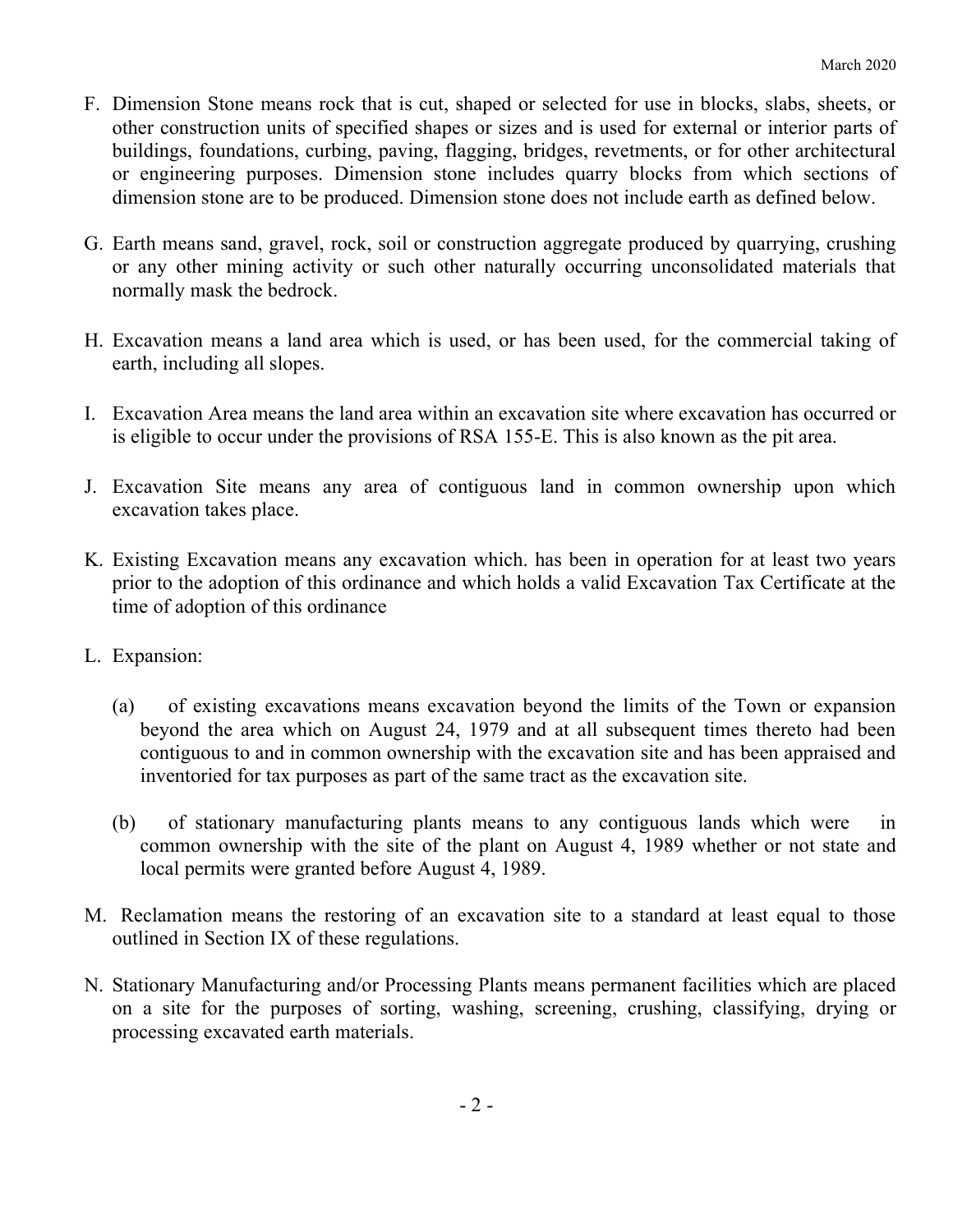F. Dimension Stone means rock that is cut, shaped or selected for use in blocks, slabs, sheets, or other construction units of specified shapes or sizes and is used for external or interior parts of buildings, foundations, curbing, paving, flagging, bridges, revetments, or for other architectural or engineering purposes. Dimension stone includes quarry blocks from which sections of dimension stone are to be produced. Dimension stone does not include earth as defined below.

G. Earth means sand, gravel, rock, soil or construction aggregate produced by quarrying, crushing or any other mining activity or such other naturally occurring unconsolidated materials that normally mask the bedrock.

H. Excavation means a land area which is used, or has been used, for the commercial taking of earth, including all slopes.

I. Excavation Area means the land area within an excavation site where excavation has occurred or is eligible to occur under the provisions of RSA 155-E. This is also known as the pit area.

J. Excavation Site means any area of contiguous land in common ownership upon which excavation takes place.

K. Existing Excavation means any excavation which. has been in operation for at least two years prior to the adoption of this ordinance and which holds a valid Excavation Tax Certificate at the time of adoption of this ordinance

L. Expansion:

   (a) of existing excavations means excavation beyond the limits of the Town or expansion beyond the area which on August 24, 1979 and at all subsequent times thereto had been contiguous to and in common ownership with the excavation site and has been appraised and inventoried for tax purposes as part of the same tract as the excavation site.

   (b) of stationary manufacturing plants means to any contiguous lands which were in common ownership with the site of the plant on August 4, 1989 whether or not state and local permits were granted before August 4, 1989.

M. Reclamation means the restoring of an excavation site to a standard at least equal to those outlined in Section IX of these regulations.

N. Stationary Manufacturing and/or Processing Plants means permanent facilities which are placed on a site for the purposes of sorting, washing, screening, crushing, classifying, drying or processing excavated earth materials.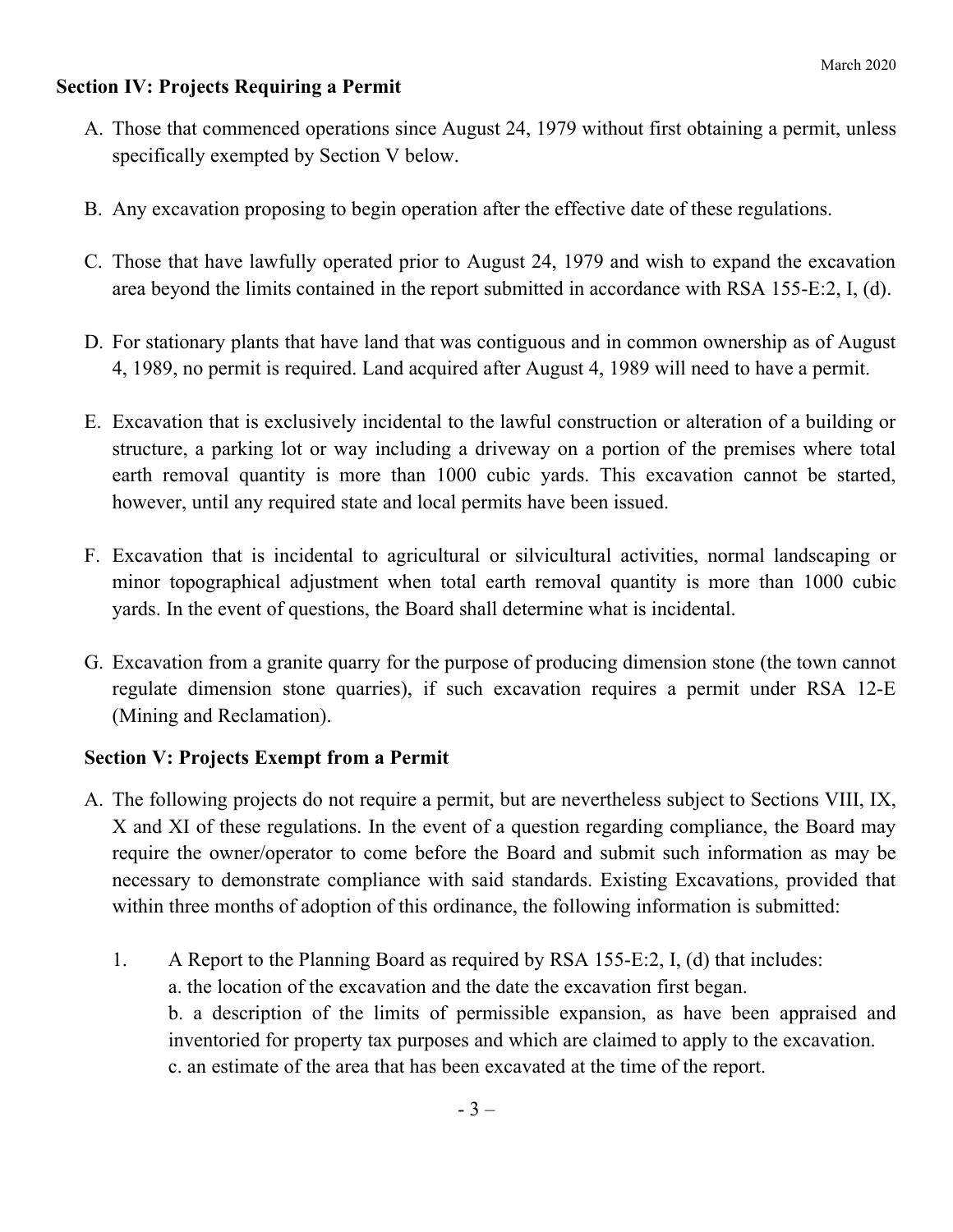## Section IV: Projects Requiring a Permit

A. Those that commenced operations since August 24, 1979 without first obtaining a permit, unless specifically exempted by Section V below.

B. Any excavation proposing to begin operation after the effective date of these regulations.

C. Those that have lawfully operated prior to August 24, 1979 and wish to expand the excavation area beyond the limits contained in the report submitted in accordance with RSA 155-E:2, I, (d).

D. For stationary plants that have land that was contiguous and in common ownership as of August 4, 1989, no permit is required. Land acquired after August 4, 1989 will need to have a permit.

E. Excavation that is exclusively incidental to the lawful construction or alteration of a building or structure, a parking lot or way including a driveway on a portion of the premises where total earth removal quantity is more than 1000 cubic yards. This excavation cannot be started, however, until any required state and local permits have been issued.

F. Excavation that is incidental to agricultural or silvicultural activities, normal landscaping or minor topographical adjustment when total earth removal quantity is more than 1000 cubic yards. In the event of questions, the Board shall determine what is incidental.

G. Excavation from a granite quarry for the purpose of producing dimension stone (the town cannot regulate dimension stone quarries), if such excavation requires a permit under RSA 12-E (Mining and Reclamation).

## Section V: Projects Exempt from a Permit

A. The following projects do not require a permit, but are nevertheless subject to Sections VIII, IX, X and XI of these regulations. In the event of a question regarding compliance, the Board may require the owner/operator to come before the Board and submit such information as may be necessary to demonstrate compliance with said standards. Existing Excavations, provided that within three months of adoption of this ordinance, the following information is submitted:

1. A Report to the Planning Board as required by RSA 155-E:2, I, (d) that includes:
   a. the location of the excavation and the date the excavation first began.
   b. a description of the limits of permissible expansion, as have been appraised and inventoried for property tax purposes and which are claimed to apply to the excavation.
   c. an estimate of the area that has been excavated at the time of the report.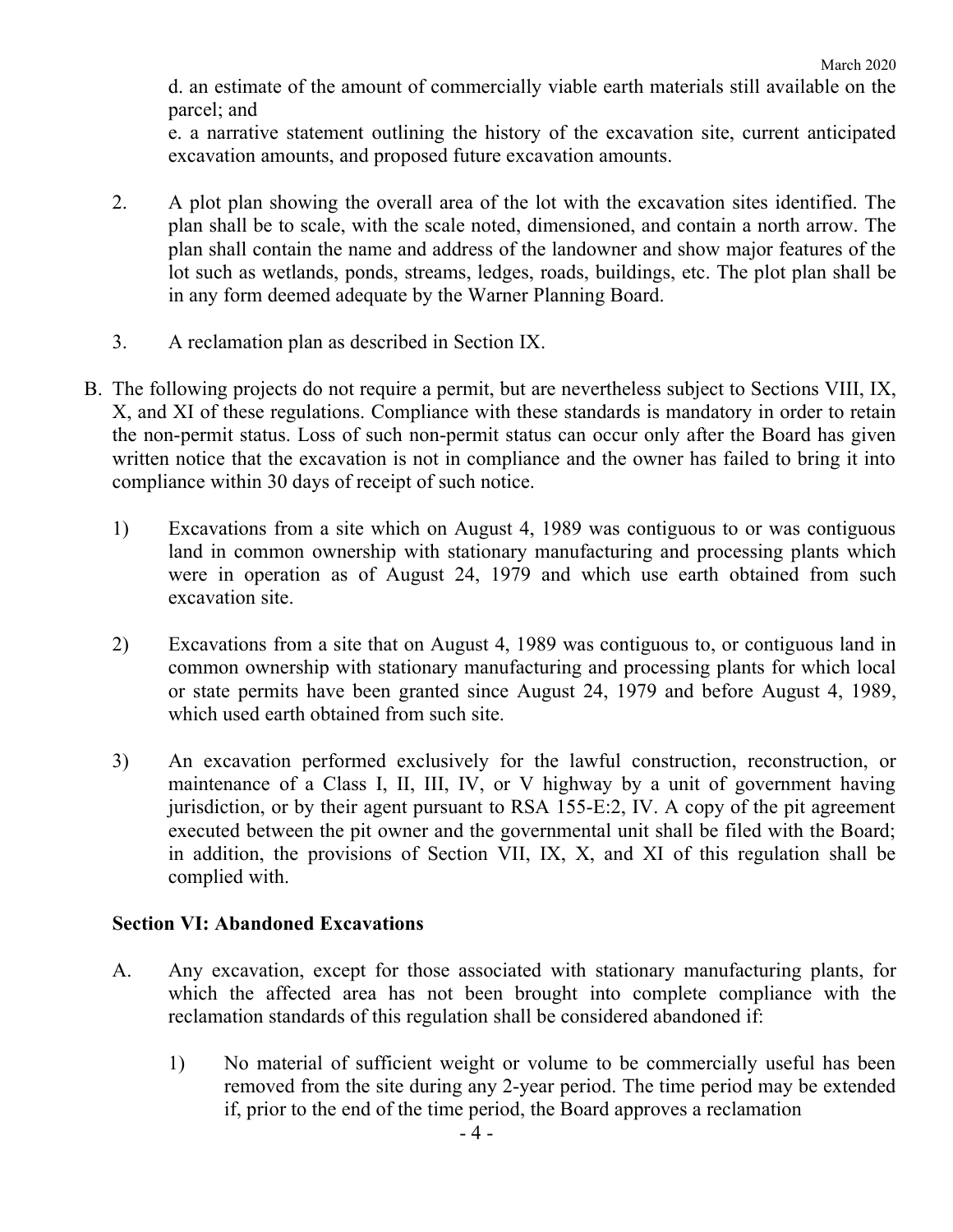d. an estimate of the amount of commercially viable earth materials still available on the parcel; and

e. a narrative statement outlining the history of the excavation site, current anticipated excavation amounts, and proposed future excavation amounts.

2. A plot plan showing the overall area of the lot with the excavation sites identified. The plan shall be to scale, with the scale noted, dimensioned, and contain a north arrow. The plan shall contain the name and address of the landowner and show major features of the lot such as wetlands, ponds, streams, ledges, roads, buildings, etc. The plot plan shall be in any form deemed adequate by the Warner Planning Board.

3. A reclamation plan as described in Section IX.

B. The following projects do not require a permit, but are nevertheless subject to Sections VIII, IX, X, and XI of these regulations. Compliance with these standards is mandatory in order to retain the non-permit status. Loss of such non-permit status can occur only after the Board has given written notice that the excavation is not in compliance and the owner has failed to bring it into compliance within 30 days of receipt of such notice.

1) Excavations from a site which on August 4, 1989 was contiguous to or was contiguous land in common ownership with stationary manufacturing and processing plants which were in operation as of August 24, 1979 and which use earth obtained from such excavation site.

2) Excavations from a site that on August 4, 1989 was contiguous to, or contiguous land in common ownership with stationary manufacturing and processing plants for which local or state permits have been granted since August 24, 1979 and before August 4, 1989, which used earth obtained from such site.

3) An excavation performed exclusively for the lawful construction, reconstruction, or maintenance of a Class I, II, III, IV, or V highway by a unit of government having jurisdiction, or by their agent pursuant to RSA 155-E:2, IV. A copy of the pit agreement executed between the pit owner and the governmental unit shall be filed with the Board; in addition, the provisions of Section VII, IX, X, and XI of this regulation shall be complied with.

**Section VI: Abandoned Excavations**

A. Any excavation, except for those associated with stationary manufacturing plants, for which the affected area has not been brought into complete compliance with the reclamation standards of this regulation shall be considered abandoned if:

1) No material of sufficient weight or volume to be commercially useful has been removed from the site during any 2-year period. The time period may be extended if, prior to the end of the time period, the Board approves a reclamation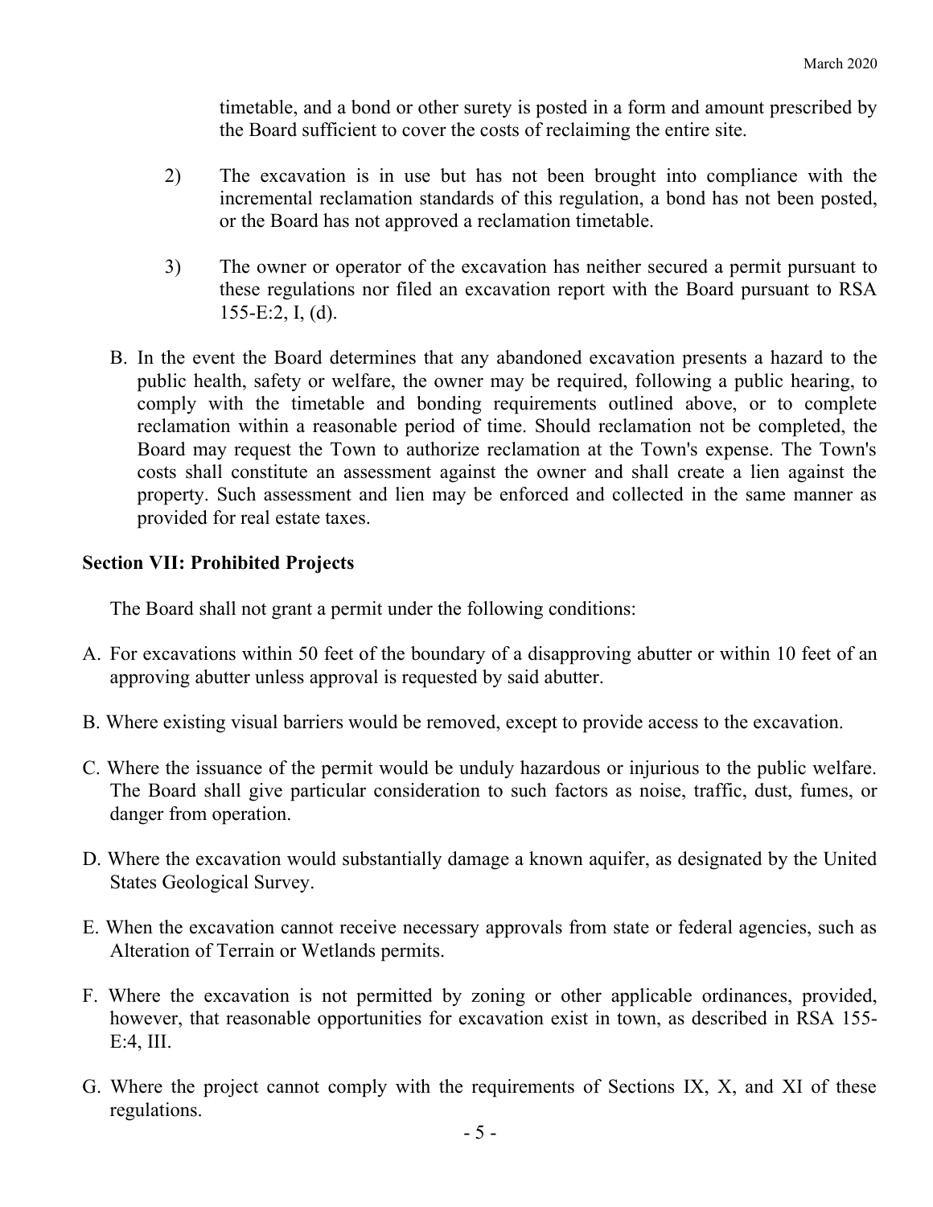timetable, and a bond or other surety is posted in a form and amount prescribed by the Board sufficient to cover the costs of reclaiming the entire site.

2) The excavation is in use but has not been brought into compliance with the incremental reclamation standards of this regulation, a bond has not been posted, or the Board has not approved a reclamation timetable.

3) The owner or operator of the excavation has neither secured a permit pursuant to these regulations nor filed an excavation report with the Board pursuant to RSA 155-E:2, I, (d).

B. In the event the Board determines that any abandoned excavation presents a hazard to the public health, safety or welfare, the owner may be required, following a public hearing, to comply with the timetable and bonding requirements outlined above, or to complete reclamation within a reasonable period of time. Should reclamation not be completed, the Board may request the Town to authorize reclamation at the Town's expense. The Town's costs shall constitute an assessment against the owner and shall create a lien against the property. Such assessment and lien may be enforced and collected in the same manner as provided for real estate taxes.

**Section VII: Prohibited Projects**

The Board shall not grant a permit under the following conditions:

A. For excavations within 50 feet of the boundary of a disapproving abutter or within 10 feet of an approving abutter unless approval is requested by said abutter.

B. Where existing visual barriers would be removed, except to provide access to the excavation.

C. Where the issuance of the permit would be unduly hazardous or injurious to the public welfare. The Board shall give particular consideration to such factors as noise, traffic, dust, fumes, or danger from operation.

D. Where the excavation would substantially damage a known aquifer, as designated by the United States Geological Survey.

E. When the excavation cannot receive necessary approvals from state or federal agencies, such as Alteration of Terrain or Wetlands permits.

F. Where the excavation is not permitted by zoning or other applicable ordinances, provided, however, that reasonable opportunities for excavation exist in town, as described in RSA 155-E:4, III.

G. Where the project cannot comply with the requirements of Sections IX, X, and XI of these regulations.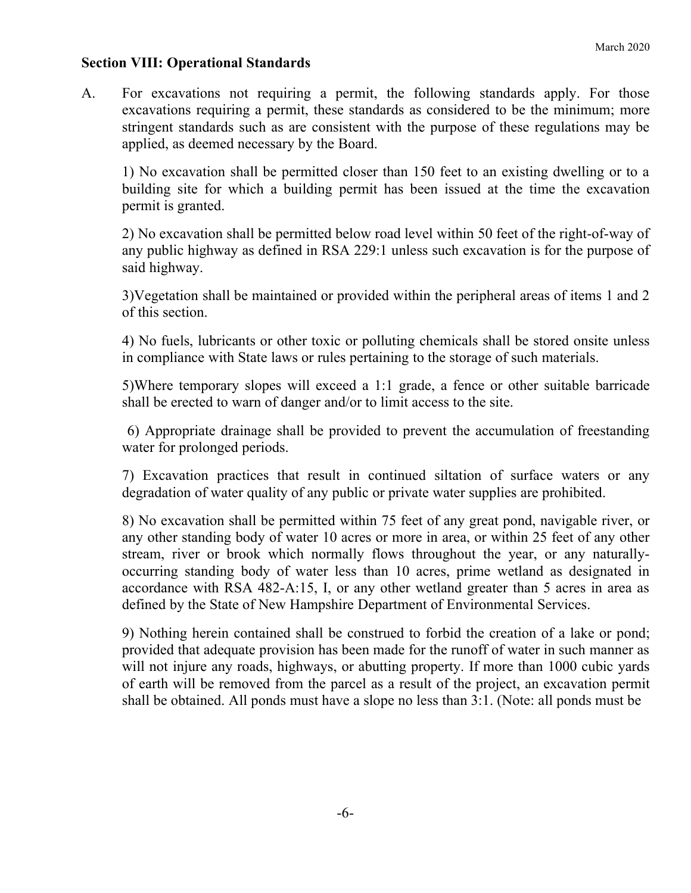## Section VIII: Operational Standards

A. For excavations not requiring a permit, the following standards apply. For those excavations requiring a permit, these standards as considered to be the minimum; more stringent standards such as are consistent with the purpose of these regulations may be applied, as deemed necessary by the Board.

1) No excavation shall be permitted closer than 150 feet to an existing dwelling or to a building site for which a building permit has been issued at the time the excavation permit is granted.

2) No excavation shall be permitted below road level within 50 feet of the right-of-way of any public highway as defined in RSA 229:1 unless such excavation is for the purpose of said highway.

3)Vegetation shall be maintained or provided within the peripheral areas of items 1 and 2 of this section.

4) No fuels, lubricants or other toxic or polluting chemicals shall be stored onsite unless in compliance with State laws or rules pertaining to the storage of such materials.

5)Where temporary slopes will exceed a 1:1 grade, a fence or other suitable barricade shall be erected to warn of danger and/or to limit access to the site.

6) Appropriate drainage shall be provided to prevent the accumulation of freestanding water for prolonged periods.

7) Excavation practices that result in continued siltation of surface waters or any degradation of water quality of any public or private water supplies are prohibited.

8) No excavation shall be permitted within 75 feet of any great pond, navigable river, or any other standing body of water 10 acres or more in area, or within 25 feet of any other stream, river or brook which normally flows throughout the year, or any naturally-occurring standing body of water less than 10 acres, prime wetland as designated in accordance with RSA 482-A:15, I, or any other wetland greater than 5 acres in area as defined by the State of New Hampshire Department of Environmental Services.

9) Nothing herein contained shall be construed to forbid the creation of a lake or pond; provided that adequate provision has been made for the runoff of water in such manner as will not injure any roads, highways, or abutting property. If more than 1000 cubic yards of earth will be removed from the parcel as a result of the project, an excavation permit shall be obtained. All ponds must have a slope no less than 3:1. (Note: all ponds must be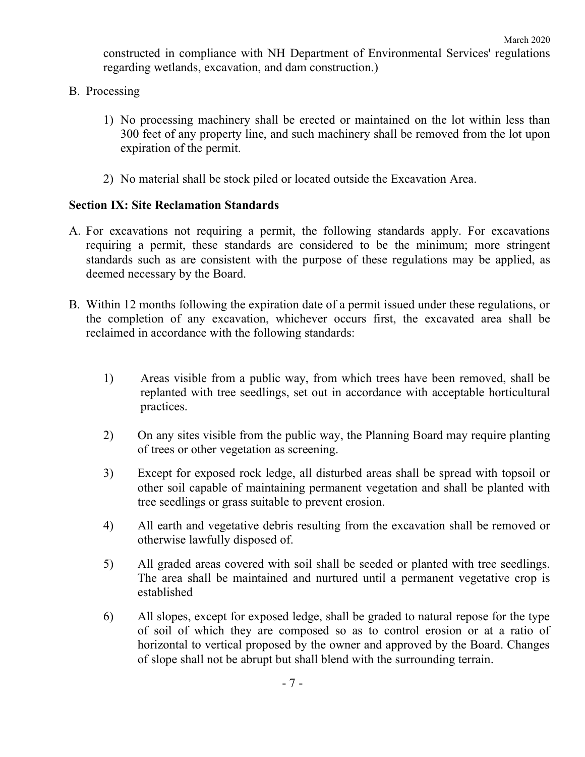constructed in compliance with NH Department of Environmental Services' regulations regarding wetlands, excavation, and dam construction.)

B. Processing

   1) No processing machinery shall be erected or maintained on the lot within less than 300 feet of any property line, and such machinery shall be removed from the lot upon expiration of the permit.

   2) No material shall be stock piled or located outside the Excavation Area.

**Section IX: Site Reclamation Standards**

A. For excavations not requiring a permit, the following standards apply. For excavations requiring a permit, these standards are considered to be the minimum; more stringent standards such as are consistent with the purpose of these regulations may be applied, as deemed necessary by the Board.

B. Within 12 months following the expiration date of a permit issued under these regulations, or the completion of any excavation, whichever occurs first, the excavated area shall be reclaimed in accordance with the following standards:

   1) Areas visible from a public way, from which trees have been removed, shall be replanted with tree seedlings, set out in accordance with acceptable horticultural practices.

   2) On any sites visible from the public way, the Planning Board may require planting of trees or other vegetation as screening.

   3) Except for exposed rock ledge, all disturbed areas shall be spread with topsoil or other soil capable of maintaining permanent vegetation and shall be planted with tree seedlings or grass suitable to prevent erosion.

   4) All earth and vegetative debris resulting from the excavation shall be removed or otherwise lawfully disposed of.

   5) All graded areas covered with soil shall be seeded or planted with tree seedlings. The area shall be maintained and nurtured until a permanent vegetative crop is established

   6) All slopes, except for exposed ledge, shall be graded to natural repose for the type of soil of which they are composed so as to control erosion or at a ratio of horizontal to vertical proposed by the owner and approved by the Board. Changes of slope shall not be abrupt but shall blend with the surrounding terrain.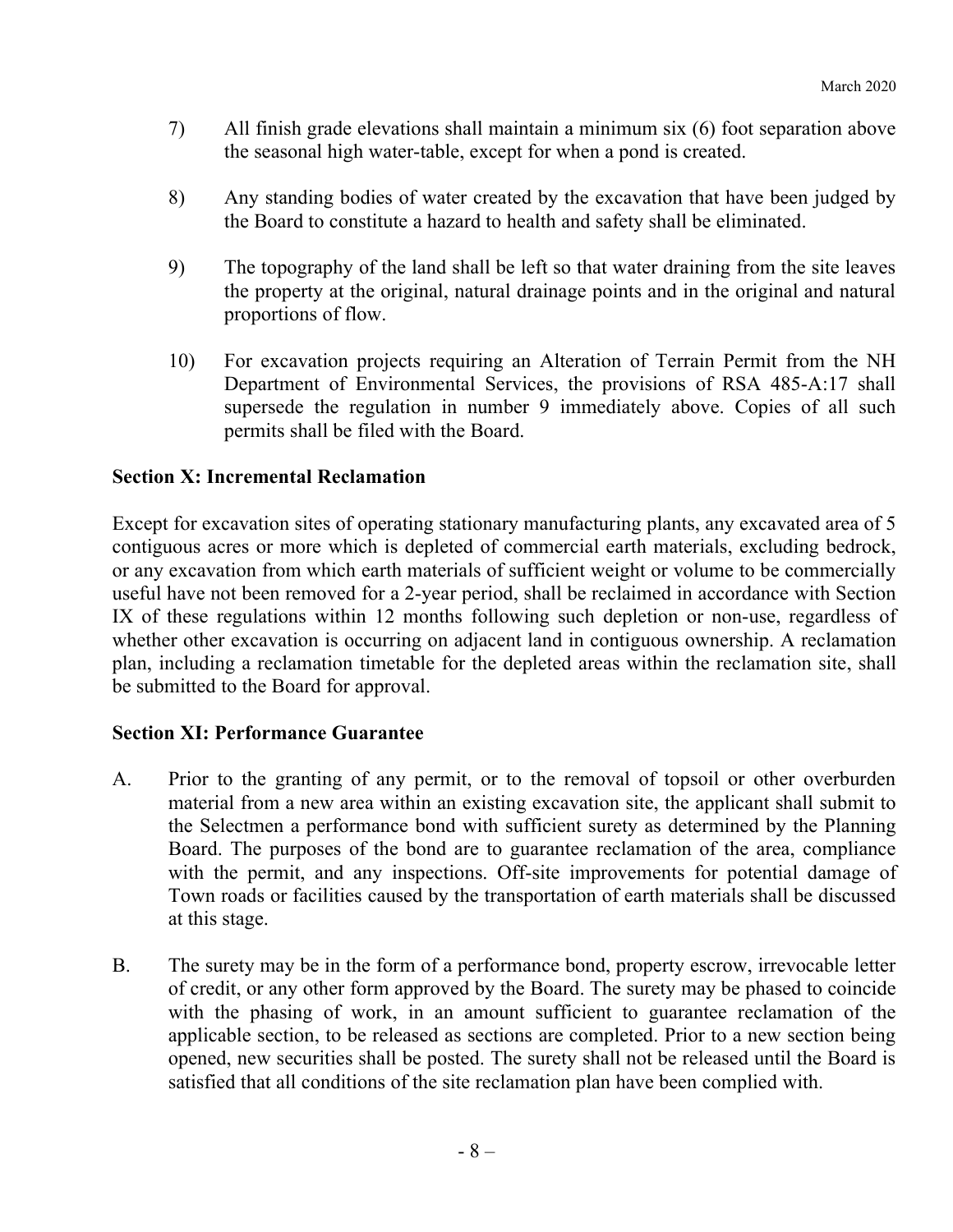7) All finish grade elevations shall maintain a minimum six (6) foot separation above the seasonal high water-table, except for when a pond is created.

8) Any standing bodies of water created by the excavation that have been judged by the Board to constitute a hazard to health and safety shall be eliminated.

9) The topography of the land shall be left so that water draining from the site leaves the property at the original, natural drainage points and in the original and natural proportions of flow.

10) For excavation projects requiring an Alteration of Terrain Permit from the NH Department of Environmental Services, the provisions of RSA 485-A:17 shall supersede the regulation in number 9 immediately above. Copies of all such permits shall be filed with the Board.

## Section X: Incremental Reclamation

Except for excavation sites of operating stationary manufacturing plants, any excavated area of 5 contiguous acres or more which is depleted of commercial earth materials, excluding bedrock, or any excavation from which earth materials of sufficient weight or volume to be commercially useful have not been removed for a 2-year period, shall be reclaimed in accordance with Section IX of these regulations within 12 months following such depletion or non-use, regardless of whether other excavation is occurring on adjacent land in contiguous ownership. A reclamation plan, including a reclamation timetable for the depleted areas within the reclamation site, shall be submitted to the Board for approval.

## Section XI: Performance Guarantee

A. Prior to the granting of any permit, or to the removal of topsoil or other overburden material from a new area within an existing excavation site, the applicant shall submit to the Selectmen a performance bond with sufficient surety as determined by the Planning Board. The purposes of the bond are to guarantee reclamation of the area, compliance with the permit, and any inspections. Off-site improvements for potential damage of Town roads or facilities caused by the transportation of earth materials shall be discussed at this stage.

B. The surety may be in the form of a performance bond, property escrow, irrevocable letter of credit, or any other form approved by the Board. The surety may be phased to coincide with the phasing of work, in an amount sufficient to guarantee reclamation of the applicable section, to be released as sections are completed. Prior to a new section being opened, new securities shall be posted. The surety shall not be released until the Board is satisfied that all conditions of the site reclamation plan have been complied with.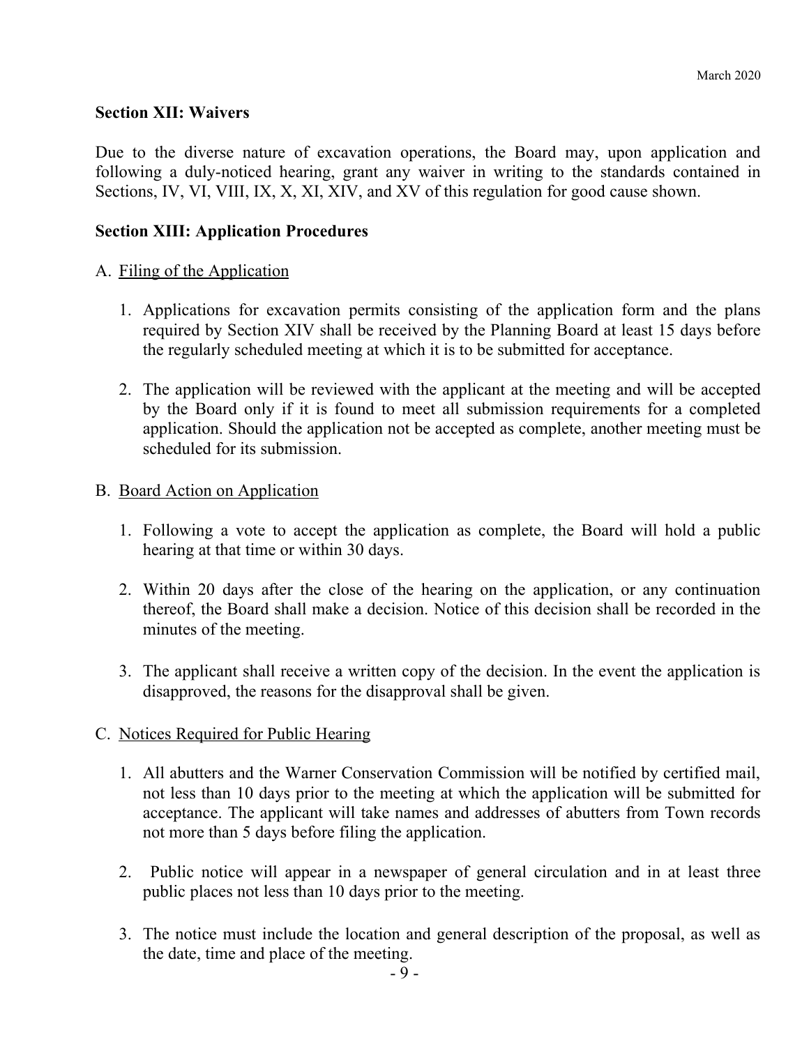**Section XII: Waivers**

Due to the diverse nature of excavation operations, the Board may, upon application and following a duly-noticed hearing, grant any waiver in writing to the standards contained in Sections, IV, VI, VIII, IX, X, XI, XIV, and XV of this regulation for good cause shown.

**Section XIII: Application Procedures**

A. Filing of the Application

1. Applications for excavation permits consisting of the application form and the plans required by Section XIV shall be received by the Planning Board at least 15 days before the regularly scheduled meeting at which it is to be submitted for acceptance.

2. The application will be reviewed with the applicant at the meeting and will be accepted by the Board only if it is found to meet all submission requirements for a completed application. Should the application not be accepted as complete, another meeting must be scheduled for its submission.

B. Board Action on Application

1. Following a vote to accept the application as complete, the Board will hold a public hearing at that time or within 30 days.

2. Within 20 days after the close of the hearing on the application, or any continuation thereof, the Board shall make a decision. Notice of this decision shall be recorded in the minutes of the meeting.

3. The applicant shall receive a written copy of the decision. In the event the application is disapproved, the reasons for the disapproval shall be given.

C. Notices Required for Public Hearing

1. All abutters and the Warner Conservation Commission will be notified by certified mail, not less than 10 days prior to the meeting at which the application will be submitted for acceptance. The applicant will take names and addresses of abutters from Town records not more than 5 days before filing the application.

2. Public notice will appear in a newspaper of general circulation and in at least three public places not less than 10 days prior to the meeting.

3. The notice must include the location and general description of the proposal, as well as the date, time and place of the meeting.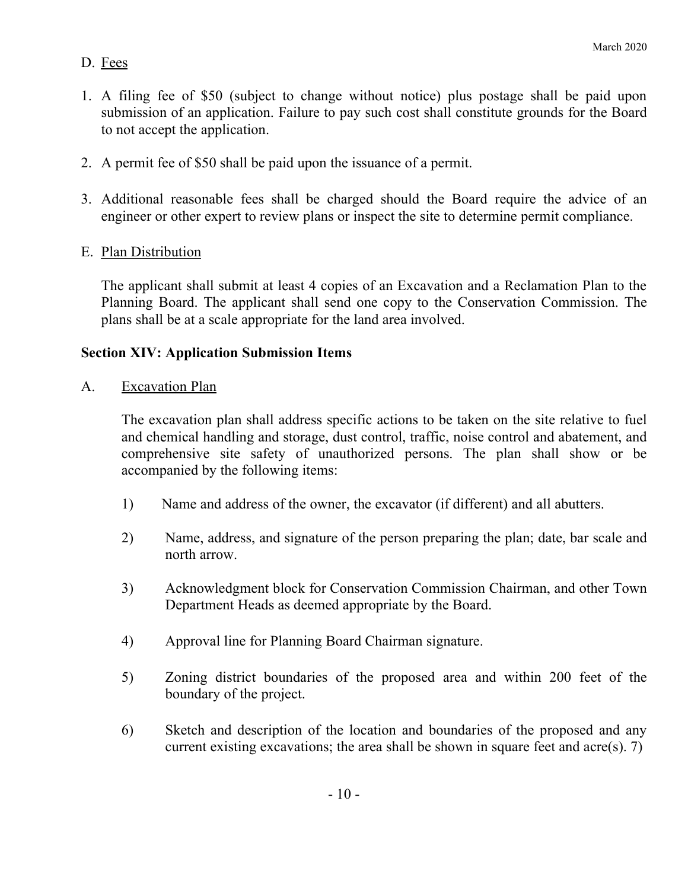D. Fees

1. A filing fee of $50 (subject to change without notice) plus postage shall be paid upon submission of an application. Failure to pay such cost shall constitute grounds for the Board to not accept the application.

2. A permit fee of $50 shall be paid upon the issuance of a permit.

3. Additional reasonable fees shall be charged should the Board require the advice of an engineer or other expert to review plans or inspect the site to determine permit compliance.

E. Plan Distribution

The applicant shall submit at least 4 copies of an Excavation and a Reclamation Plan to the Planning Board. The applicant shall send one copy to the Conservation Commission. The plans shall be at a scale appropriate for the land area involved.

**Section XIV: Application Submission Items**

A. Excavation Plan

The excavation plan shall address specific actions to be taken on the site relative to fuel and chemical handling and storage, dust control, traffic, noise control and abatement, and comprehensive site safety of unauthorized persons. The plan shall show or be accompanied by the following items:

1) Name and address of the owner, the excavator (if different) and all abutters.

2) Name, address, and signature of the person preparing the plan; date, bar scale and north arrow.

3) Acknowledgment block for Conservation Commission Chairman, and other Town Department Heads as deemed appropriate by the Board.

4) Approval line for Planning Board Chairman signature.

5) Zoning district boundaries of the proposed area and within 200 feet of the boundary of the project.

6) Sketch and description of the location and boundaries of the proposed and any current existing excavations; the area shall be shown in square feet and acre(s). 7)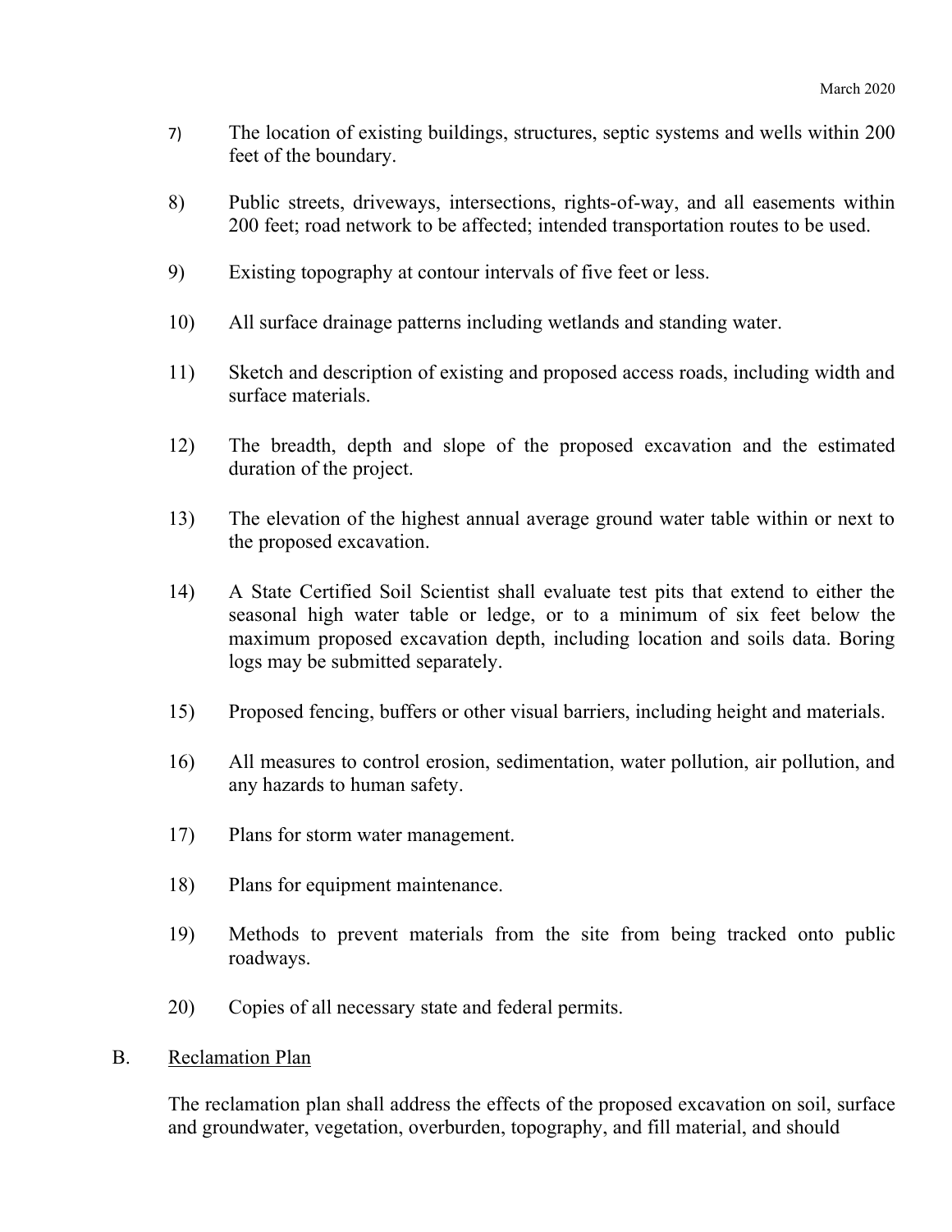7) The location of existing buildings, structures, septic systems and wells within 200 feet of the boundary.

8) Public streets, driveways, intersections, rights-of-way, and all easements within 200 feet; road network to be affected; intended transportation routes to be used.

9) Existing topography at contour intervals of five feet or less.

10) All surface drainage patterns including wetlands and standing water.

11) Sketch and description of existing and proposed access roads, including width and surface materials.

12) The breadth, depth and slope of the proposed excavation and the estimated duration of the project.

13) The elevation of the highest annual average ground water table within or next to the proposed excavation.

14) A State Certified Soil Scientist shall evaluate test pits that extend to either the seasonal high water table or ledge, or to a minimum of six feet below the maximum proposed excavation depth, including location and soils data. Boring logs may be submitted separately.

15) Proposed fencing, buffers or other visual barriers, including height and materials.

16) All measures to control erosion, sedimentation, water pollution, air pollution, and any hazards to human safety.

17) Plans for storm water management.

18) Plans for equipment maintenance.

19) Methods to prevent materials from the site from being tracked onto public roadways.

20) Copies of all necessary state and federal permits.

B. <u>Reclamation Plan</u>

The reclamation plan shall address the effects of the proposed excavation on soil, surface and groundwater, vegetation, overburden, topography, and fill material, and should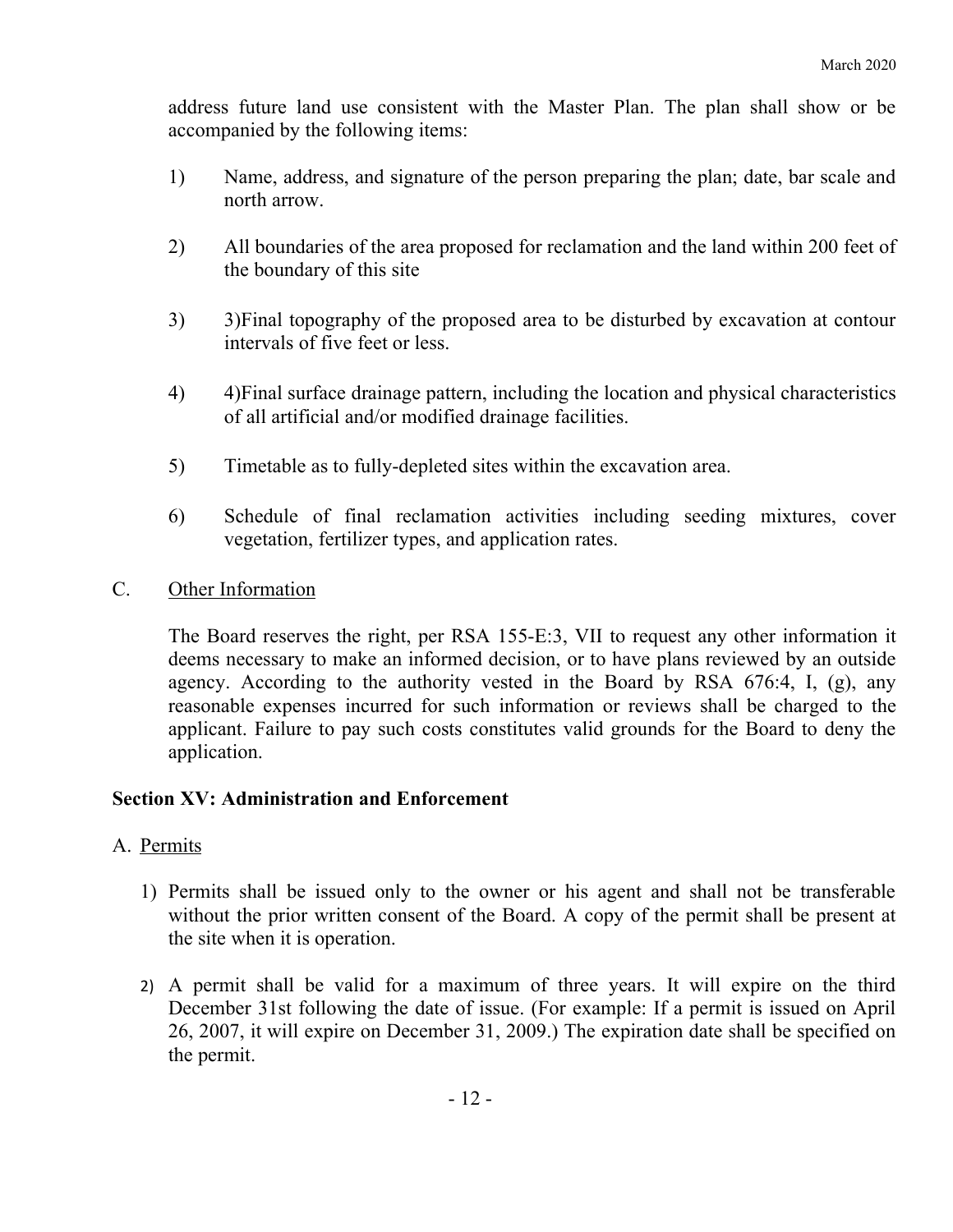address future land use consistent with the Master Plan. The plan shall show or be accompanied by the following items:

1) Name, address, and signature of the person preparing the plan; date, bar scale and north arrow.

2) All boundaries of the area proposed for reclamation and the land within 200 feet of the boundary of this site

3) 3)Final topography of the proposed area to be disturbed by excavation at contour intervals of five feet or less.

4) 4)Final surface drainage pattern, including the location and physical characteristics of all artificial and/or modified drainage facilities.

5) Timetable as to fully-depleted sites within the excavation area.

6) Schedule of final reclamation activities including seeding mixtures, cover vegetation, fertilizer types, and application rates.

C. Other Information

The Board reserves the right, per RSA 155-E:3, VII to request any other information it deems necessary to make an informed decision, or to have plans reviewed by an outside agency. According to the authority vested in the Board by RSA 676:4, I, (g), any reasonable expenses incurred for such information or reviews shall be charged to the applicant. Failure to pay such costs constitutes valid grounds for the Board to deny the application.

**Section XV: Administration and Enforcement**

A. Permits

1) Permits shall be issued only to the owner or his agent and shall not be transferable without the prior written consent of the Board. A copy of the permit shall be present at the site when it is operation.

2) A permit shall be valid for a maximum of three years. It will expire on the third December 31st following the date of issue. (For example: If a permit is issued on April 26, 2007, it will expire on December 31, 2009.) The expiration date shall be specified on the permit.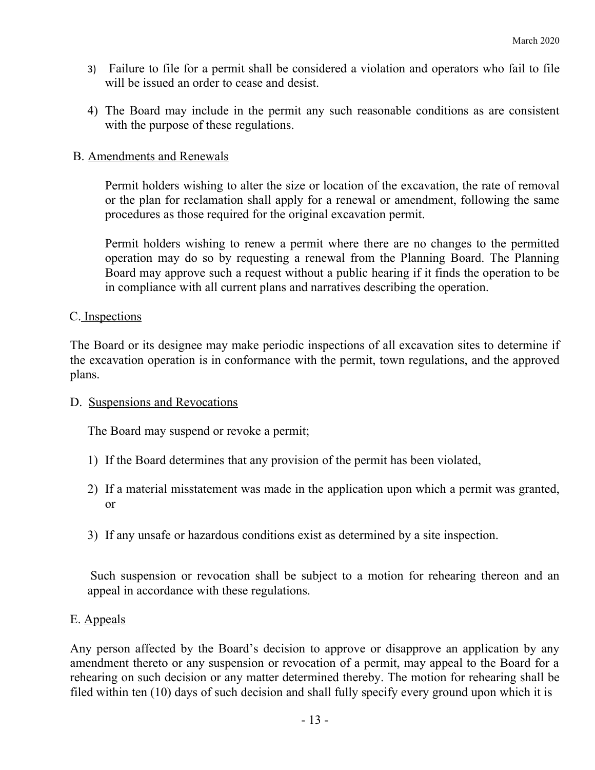3) Failure to file for a permit shall be considered a violation and operators who fail to file will be issued an order to cease and desist.

4) The Board may include in the permit any such reasonable conditions as are consistent with the purpose of these regulations.

B. Amendments and Renewals

Permit holders wishing to alter the size or location of the excavation, the rate of removal or the plan for reclamation shall apply for a renewal or amendment, following the same procedures as those required for the original excavation permit.

Permit holders wishing to renew a permit where there are no changes to the permitted operation may do so by requesting a renewal from the Planning Board. The Planning Board may approve such a request without a public hearing if it finds the operation to be in compliance with all current plans and narratives describing the operation.

C. Inspections

The Board or its designee may make periodic inspections of all excavation sites to determine if the excavation operation is in conformance with the permit, town regulations, and the approved plans.

D. Suspensions and Revocations

The Board may suspend or revoke a permit;

1) If the Board determines that any provision of the permit has been violated,

2) If a material misstatement was made in the application upon which a permit was granted, or

3) If any unsafe or hazardous conditions exist as determined by a site inspection.

Such suspension or revocation shall be subject to a motion for rehearing thereon and an appeal in accordance with these regulations.

E. Appeals

Any person affected by the Board's decision to approve or disapprove an application by any amendment thereto or any suspension or revocation of a permit, may appeal to the Board for a rehearing on such decision or any matter determined thereby. The motion for rehearing shall be filed within ten (10) days of such decision and shall fully specify every ground upon which it is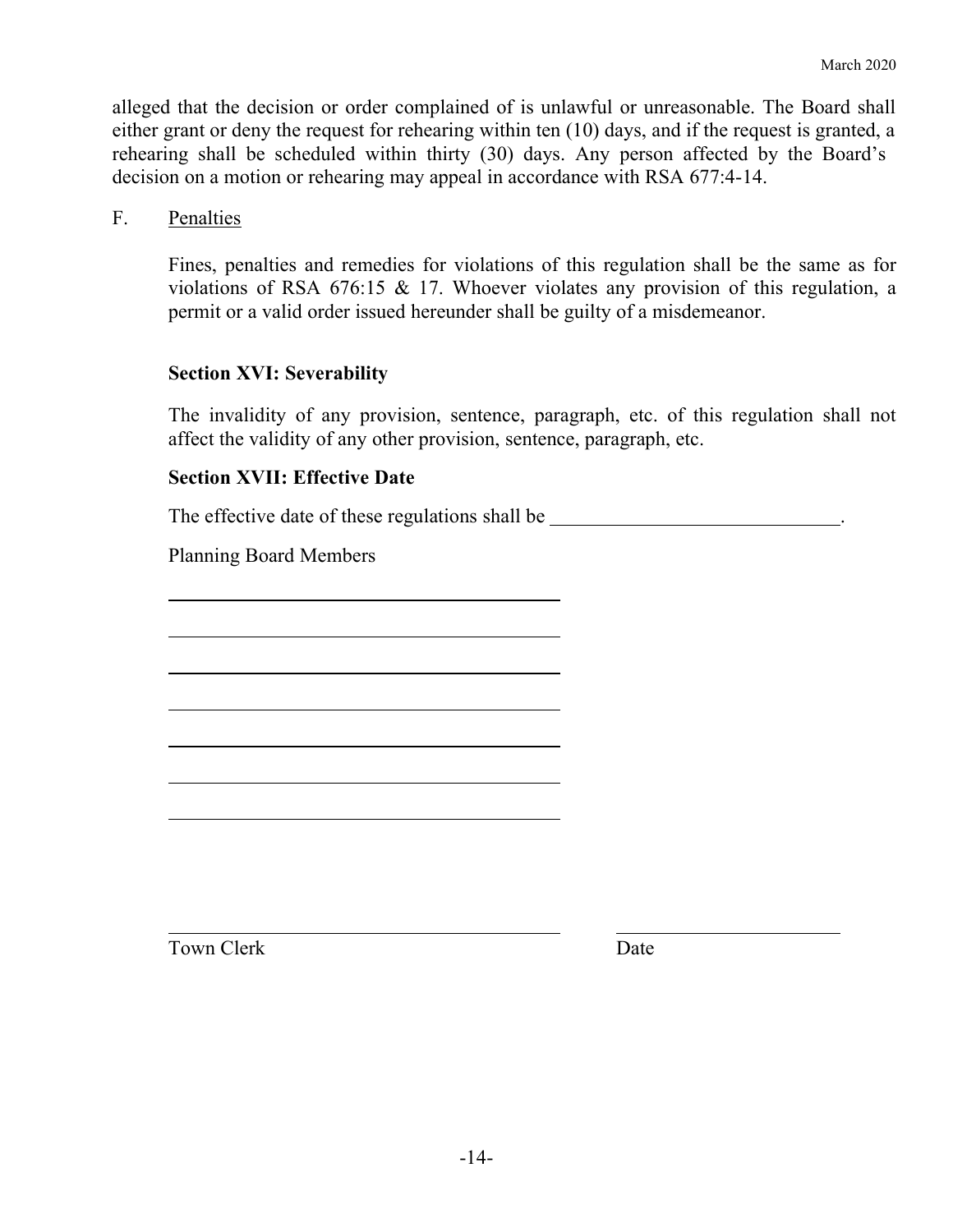alleged that the decision or order complained of is unlawful or unreasonable. The Board shall either grant or deny the request for rehearing within ten (10) days, and if the request is granted, a rehearing shall be scheduled within thirty (30) days. Any person affected by the Board's decision on a motion or rehearing may appeal in accordance with RSA 677:4-14.

F. Penalties

Fines, penalties and remedies for violations of this regulation shall be the same as for violations of RSA 676:15 & 17. Whoever violates any provision of this regulation, a permit or a valid order issued hereunder shall be guilty of a misdemeanor.

**Section XVI: Severability**

The invalidity of any provision, sentence, paragraph, etc. of this regulation shall not affect the validity of any other provision, sentence, paragraph, etc.

**Section XVII: Effective Date**

The effective date of these regulations shall be \_\_\_\_\_\_\_\_\_\_\_\_\_\_\_\_\_\_\_\_\_\_\_\_\_\_\_\_\_\_.

Planning Board Members

\_\_\_\_\_\_\_\_\_\_\_\_\_\_\_\_\_\_\_\_\_\_\_\_\_\_\_\_\_\_\_\_\_\_\_\_\_\_\_\_

\_\_\_\_\_\_\_\_\_\_\_\_\_\_\_\_\_\_\_\_\_\_\_\_\_\_\_\_\_\_\_\_\_\_\_\_\_\_\_\_

\_\_\_\_\_\_\_\_\_\_\_\_\_\_\_\_\_\_\_\_\_\_\_\_\_\_\_\_\_\_\_\_\_\_\_\_\_\_\_\_

\_\_\_\_\_\_\_\_\_\_\_\_\_\_\_\_\_\_\_\_\_\_\_\_\_\_\_\_\_\_\_\_\_\_\_\_\_\_\_\_

\_\_\_\_\_\_\_\_\_\_\_\_\_\_\_\_\_\_\_\_\_\_\_\_\_\_\_\_\_\_\_\_\_\_\_\_\_\_\_\_

\_\_\_\_\_\_\_\_\_\_\_\_\_\_\_\_\_\_\_\_\_\_\_\_\_\_\_\_\_\_\_\_\_\_\_\_\_\_\_\_

\_\_\_\_\_\_\_\_\_\_\_\_\_\_\_\_\_\_\_\_\_\_\_\_\_\_\_\_\_\_\_\_\_\_\_\_\_\_\_\_

| \_\_\_\_\_\_\_\_\_\_\_\_\_\_\_\_\_\_\_\_\_\_\_\_\_\_\_\_\_\_\_\_\_\_\_\_\_\_\_\_ | \_\_\_\_\_\_\_\_\_\_\_\_\_\_\_\_\_\_\_\_\_\_\_\_ |
|---|---|
| Town Clerk | Date |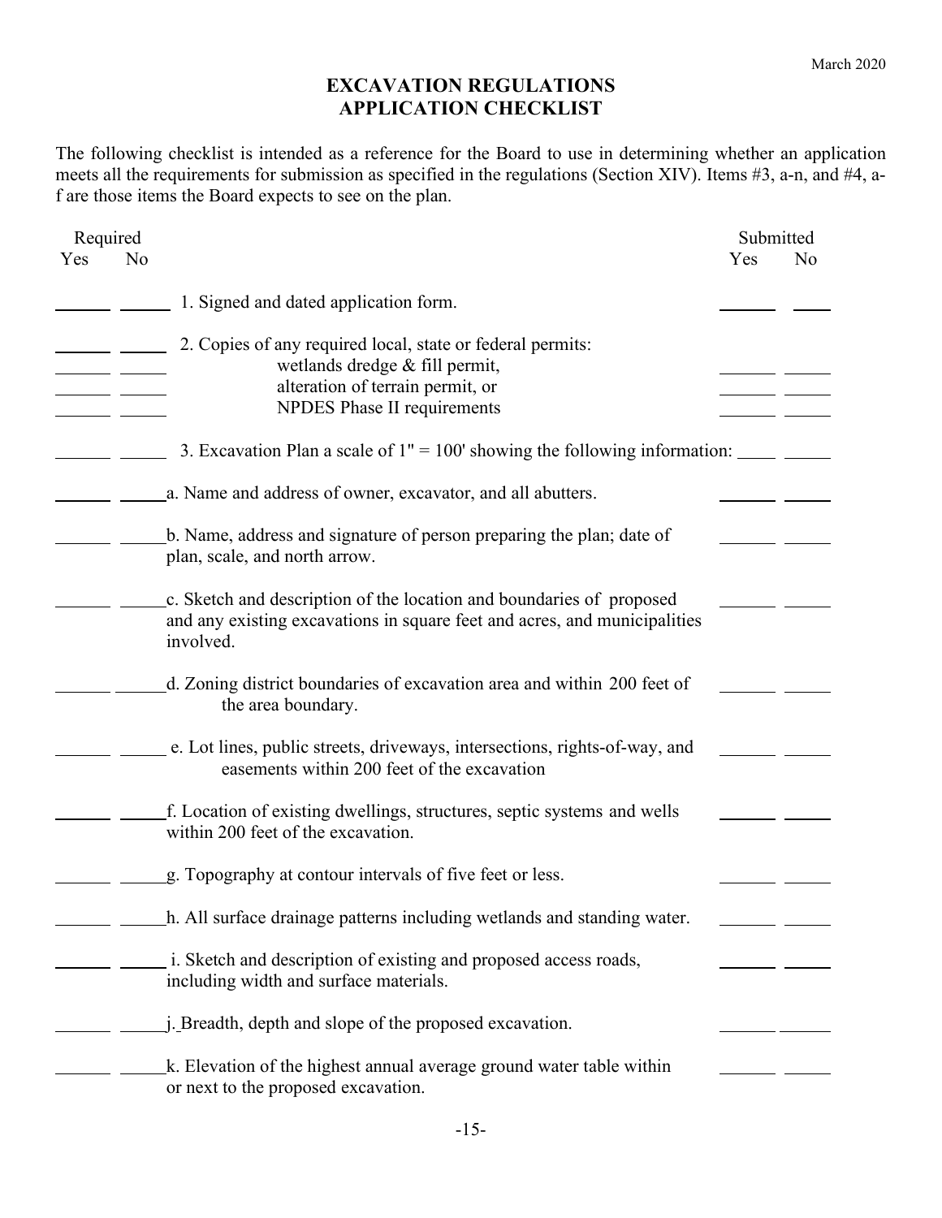# EXCAVATION REGULATIONS
## APPLICATION CHECKLIST

The following checklist is intended as a reference for the Board to use in determining whether an application meets all the requirements for submission as specified in the regulations (Section XIV). Items #3, a-n, and #4, a-f are those items the Board expects to see on the plan.

| Required Yes | Required No | Item | Submitted Yes | Submitted No |
|---|---|---|---|---|
| ______ | ______ | 1. Signed and dated application form. | ______ | ______ |
| ______ | ______ | 2. Copies of any required local, state or federal permits: | | |
| ______ | ______ | wetlands dredge & fill permit, | ______ | ______ |
| ______ | ______ | alteration of terrain permit, or | ______ | ______ |
| ______ | ______ | NPDES Phase II requirements | ______ | ______ |
| ______ | ______ | 3. Excavation Plan a scale of 1" = 100' showing the following information: | ______ | ______ |
| ______ | ______ | a. Name and address of owner, excavator, and all abutters. | ______ | ______ |
| ______ | ______ | b. Name, address and signature of person preparing the plan; date of plan, scale, and north arrow. | ______ | ______ |
| ______ | ______ | c. Sketch and description of the location and boundaries of proposed and any existing excavations in square feet and acres, and municipalities involved. | ______ | ______ |
| ______ | ______ | d. Zoning district boundaries of excavation area and within 200 feet of the area boundary. | ______ | ______ |
| ______ | ______ | e. Lot lines, public streets, driveways, intersections, rights-of-way, and easements within 200 feet of the excavation | ______ | ______ |
| ______ | ______ | f. Location of existing dwellings, structures, septic systems and wells within 200 feet of the excavation. | ______ | ______ |
| ______ | ______ | g. Topography at contour intervals of five feet or less. | ______ | ______ |
| ______ | ______ | h. All surface drainage patterns including wetlands and standing water. | ______ | ______ |
| ______ | ______ | i. Sketch and description of existing and proposed access roads, including width and surface materials. | ______ | ______ |
| ______ | ______ | j. Breadth, depth and slope of the proposed excavation. | ______ | ______ |
| ______ | ______ | k. Elevation of the highest annual average ground water table within or next to the proposed excavation. | ______ | ______ |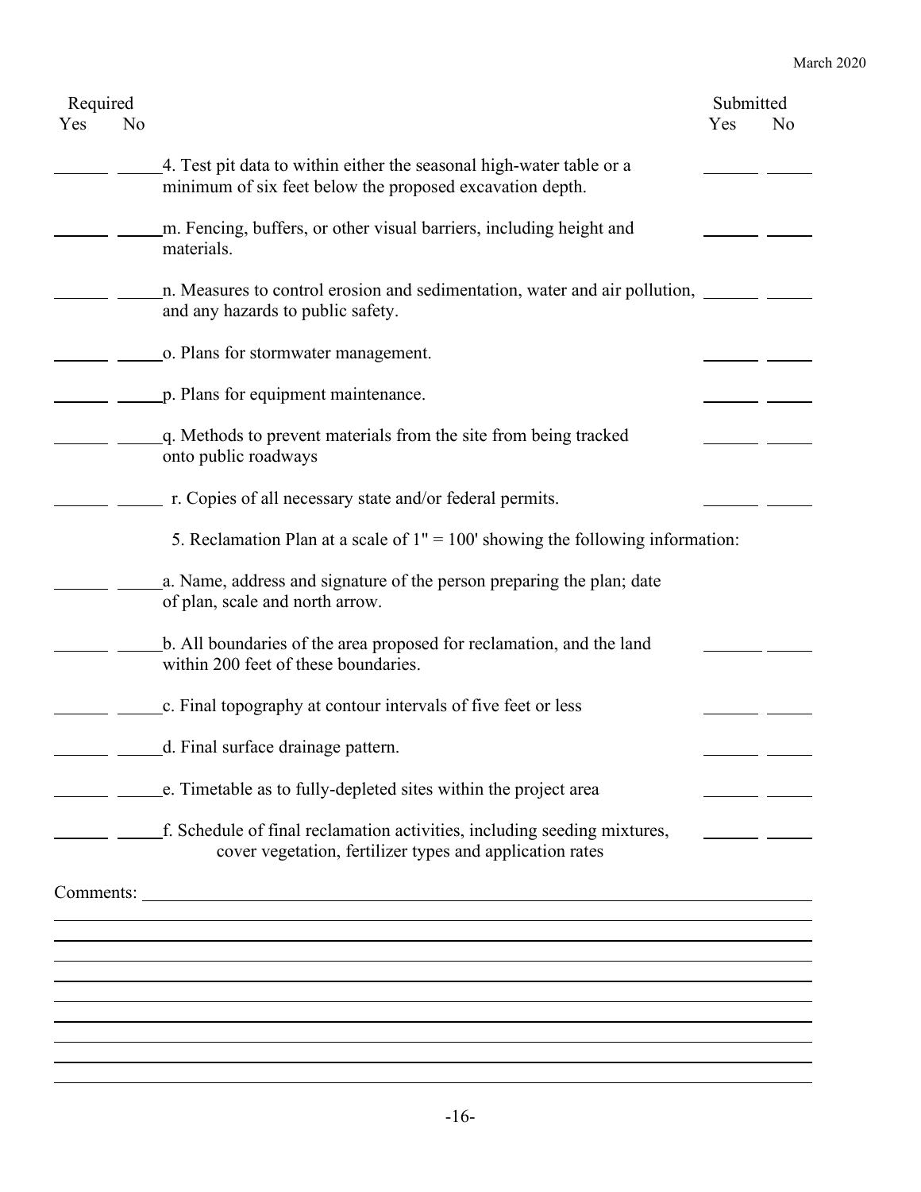| Required Yes | Required No | | Submitted Yes | Submitted No |
|---|---|---|---|---|
| | | 4. Test pit data to within either the seasonal high-water table or a minimum of six feet below the proposed excavation depth. | | |
| | | m. Fencing, buffers, or other visual barriers, including height and materials. | | |
| | | n. Measures to control erosion and sedimentation, water and air pollution, and any hazards to public safety. | | |
| | | o. Plans for stormwater management. | | |
| | | p. Plans for equipment maintenance. | | |
| | | q. Methods to prevent materials from the site from being tracked onto public roadways | | |
| | | r. Copies of all necessary state and/or federal permits. | | |
| | | 5. Reclamation Plan at a scale of 1" = 100' showing the following information: | | |
| | | a. Name, address and signature of the person preparing the plan; date of plan, scale and north arrow. | | |
| | | b. All boundaries of the area proposed for reclamation, and the land within 200 feet of these boundaries. | | |
| | | c. Final topography at contour intervals of five feet or less | | |
| | | d. Final surface drainage pattern. | | |
| | | e. Timetable as to fully-depleted sites within the project area | | |
| | | f. Schedule of final reclamation activities, including seeding mixtures, cover vegetation, fertilizer types and application rates | | |

Comments: \_\_\_\_\_\_\_\_\_\_\_\_\_\_\_\_\_\_\_\_\_\_\_\_\_\_\_\_\_\_\_\_\_\_\_\_\_\_\_\_\_\_\_\_\_\_\_\_\_\_\_\_\_\_\_\_\_\_\_\_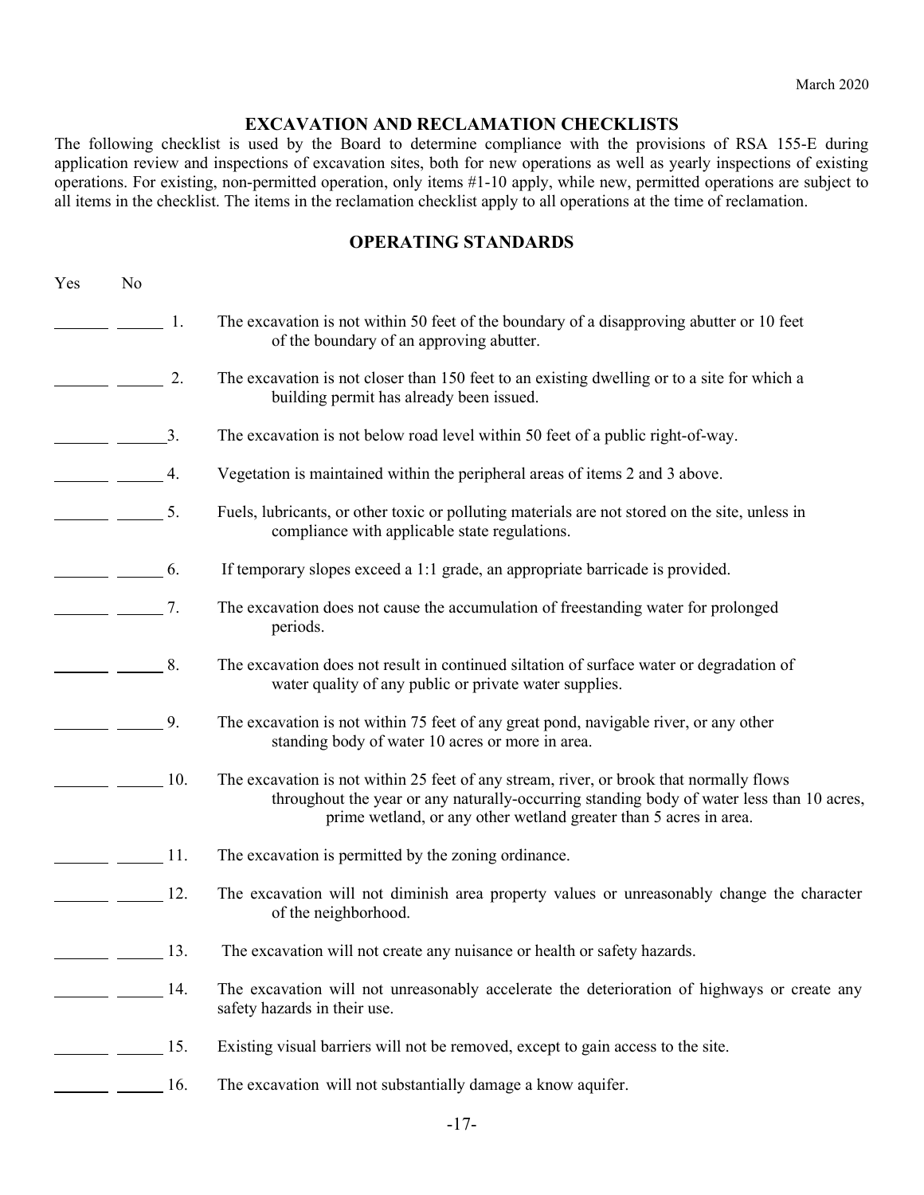March 2020

## EXCAVATION AND RECLAMATION CHECKLISTS

The following checklist is used by the Board to determine compliance with the provisions of RSA 155-E during application review and inspections of excavation sites, both for new operations as well as yearly inspections of existing operations. For existing, non-permitted operation, only items #1-10 apply, while new, permitted operations are subject to all items in the checklist. The items in the reclamation checklist apply to all operations at the time of reclamation.

### OPERATING STANDARDS

| Yes | No | # | Standard |
|---|---|---|---|
| ______ | ______ | 1. | The excavation is not within 50 feet of the boundary of a disapproving abutter or 10 feet of the boundary of an approving abutter. |
| ______ | ______ | 2. | The excavation is not closer than 150 feet to an existing dwelling or to a site for which a building permit has already been issued. |
| ______ | ______ | 3. | The excavation is not below road level within 50 feet of a public right-of-way. |
| ______ | ______ | 4. | Vegetation is maintained within the peripheral areas of items 2 and 3 above. |
| ______ | ______ | 5. | Fuels, lubricants, or other toxic or polluting materials are not stored on the site, unless in compliance with applicable state regulations. |
| ______ | ______ | 6. | If temporary slopes exceed a 1:1 grade, an appropriate barricade is provided. |
| ______ | ______ | 7. | The excavation does not cause the accumulation of freestanding water for prolonged periods. |
| ______ | ______ | 8. | The excavation does not result in continued siltation of surface water or degradation of water quality of any public or private water supplies. |
| ______ | ______ | 9. | The excavation is not within 75 feet of any great pond, navigable river, or any other standing body of water 10 acres or more in area. |
| ______ | ______ | 10. | The excavation is not within 25 feet of any stream, river, or brook that normally flows throughout the year or any naturally-occurring standing body of water less than 10 acres, prime wetland, or any other wetland greater than 5 acres in area. |
| ______ | ______ | 11. | The excavation is permitted by the zoning ordinance. |
| ______ | ______ | 12. | The excavation will not diminish area property values or unreasonably change the character of the neighborhood. |
| ______ | ______ | 13. | The excavation will not create any nuisance or health or safety hazards. |
| ______ | ______ | 14. | The excavation will not unreasonably accelerate the deterioration of highways or create any safety hazards in their use. |
| ______ | ______ | 15. | Existing visual barriers will not be removed, except to gain access to the site. |
| ______ | ______ | 16. | The excavation will not substantially damage a know aquifer. |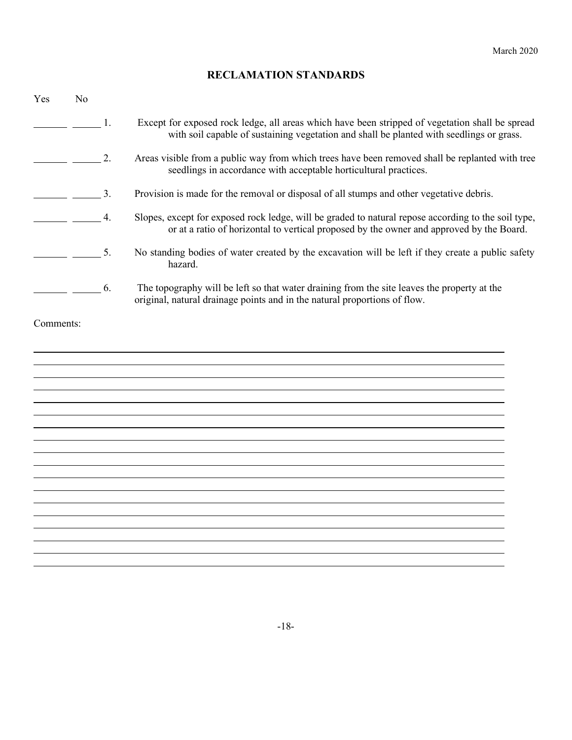# RECLAMATION STANDARDS

| Yes | No | | |
|---|---|---|---|
| ______ | ______ | 1. | Except for exposed rock ledge, all areas which have been stripped of vegetation shall be spread with soil capable of sustaining vegetation and shall be planted with seedlings or grass. |
| ______ | ______ | 2. | Areas visible from a public way from which trees have been removed shall be replanted with tree seedlings in accordance with acceptable horticultural practices. |
| ______ | ______ | 3. | Provision is made for the removal or disposal of all stumps and other vegetative debris. |
| ______ | ______ | 4. | Slopes, except for exposed rock ledge, will be graded to natural repose according to the soil type, or at a ratio of horizontal to vertical proposed by the owner and approved by the Board. |
| ______ | ______ | 5. | No standing bodies of water created by the excavation will be left if they create a public safety hazard. |
| ______ | ______ | 6. | The topography will be left so that water draining from the site leaves the property at the original, natural drainage points and in the natural proportions of flow. |

Comments:

_______________________________________________________________________________

_______________________________________________________________________________

_______________________________________________________________________________

_______________________________________________________________________________

_______________________________________________________________________________

_______________________________________________________________________________

_______________________________________________________________________________

_______________________________________________________________________________

_______________________________________________________________________________

_______________________________________________________________________________

_______________________________________________________________________________

_______________________________________________________________________________

_______________________________________________________________________________

_______________________________________________________________________________

_______________________________________________________________________________

_______________________________________________________________________________

_______________________________________________________________________________